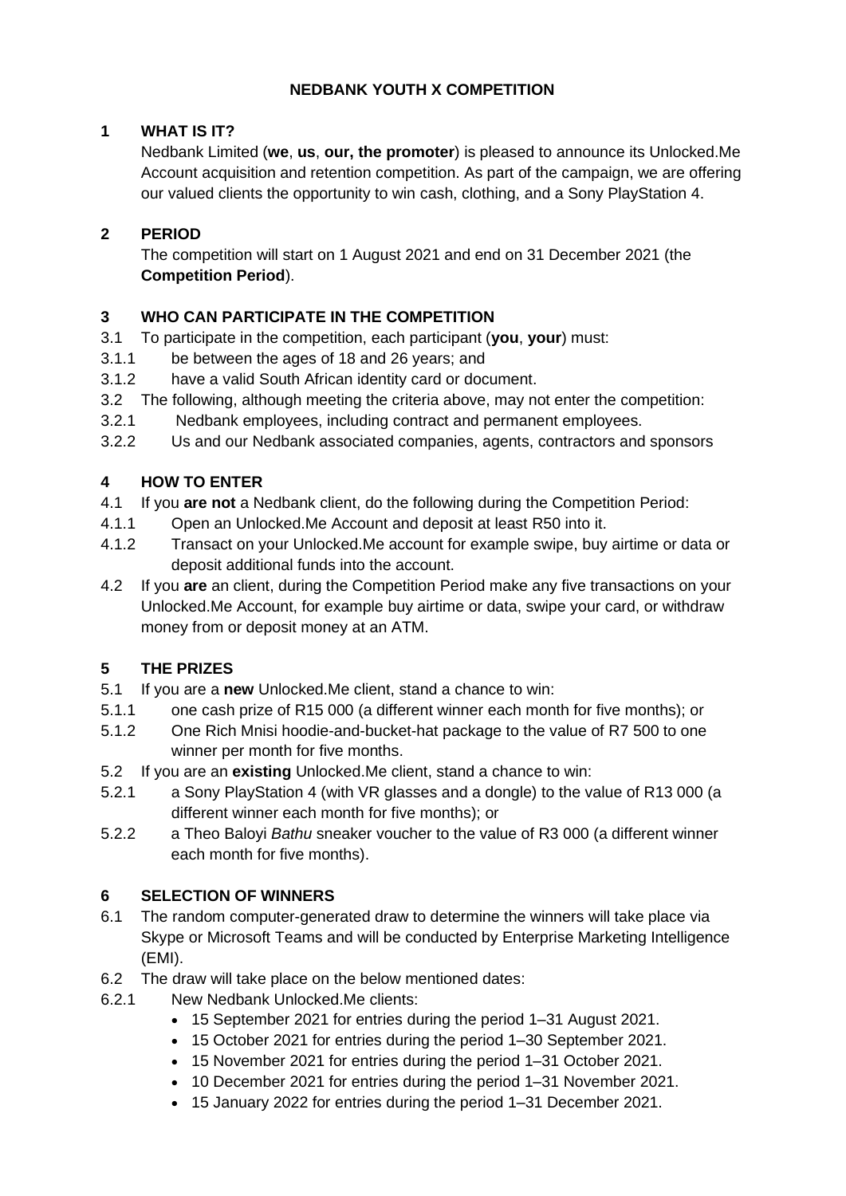# NEDBANK YOUTH X COMPETITION

## 1 WHAT IS IT?

Nedbank Limited (**we**, **us**, **our, the promoter**) is pleased to announce its Unlocked.Me Account acquisition and retention competition. As part of the campaign, we are offering our valued clients the opportunity to win cash, clothing, and a Sony PlayStation 4.

## 2 PERIOD

The competition will start on 1 August 2021 and end on 31 December 2021 (the **Competition Period**).

## 3 WHO CAN PARTICIPATE IN THE COMPETITION

3.1 To participate in the competition, each participant (**you**, **your**) must:

3.1.1 be between the ages of 18 and 26 years; and

3.1.2 have a valid South African identity card or document.

3.2 The following, although meeting the criteria above, may not enter the competition:

3.2.1 Nedbank employees, including contract and permanent employees.

3.2.2 Us and our Nedbank associated companies, agents, contractors and sponsors

## 4 HOW TO ENTER

4.1 If you **are not** a Nedbank client, do the following during the Competition Period:

4.1.1 Open an Unlocked.Me Account and deposit at least R50 into it.

4.1.2 Transact on your Unlocked.Me account for example swipe, buy airtime or data or deposit additional funds into the account.

4.2 If you **are** an client, during the Competition Period make any five transactions on your Unlocked.Me Account, for example buy airtime or data, swipe your card, or withdraw money from or deposit money at an ATM.

## 5 THE PRIZES

5.1 If you are a **new** Unlocked.Me client, stand a chance to win:

5.1.1 one cash prize of R15 000 (a different winner each month for five months); or

5.1.2 One Rich Mnisi hoodie-and-bucket-hat package to the value of R7 500 to one winner per month for five months.

5.2 If you are an **existing** Unlocked.Me client, stand a chance to win:

5.2.1 a Sony PlayStation 4 (with VR glasses and a dongle) to the value of R13 000 (a different winner each month for five months); or

5.2.2 a Theo Baloyi *Bathu* sneaker voucher to the value of R3 000 (a different winner each month for five months).

## 6 SELECTION OF WINNERS

6.1 The random computer-generated draw to determine the winners will take place via Skype or Microsoft Teams and will be conducted by Enterprise Marketing Intelligence (EMI).

6.2 The draw will take place on the below mentioned dates:

6.2.1 New Nedbank Unlocked.Me clients:

- 15 September 2021 for entries during the period 1–31 August 2021.
- 15 October 2021 for entries during the period 1–30 September 2021.
- 15 November 2021 for entries during the period 1–31 October 2021.
- 10 December 2021 for entries during the period 1–31 November 2021.
- 15 January 2022 for entries during the period 1–31 December 2021.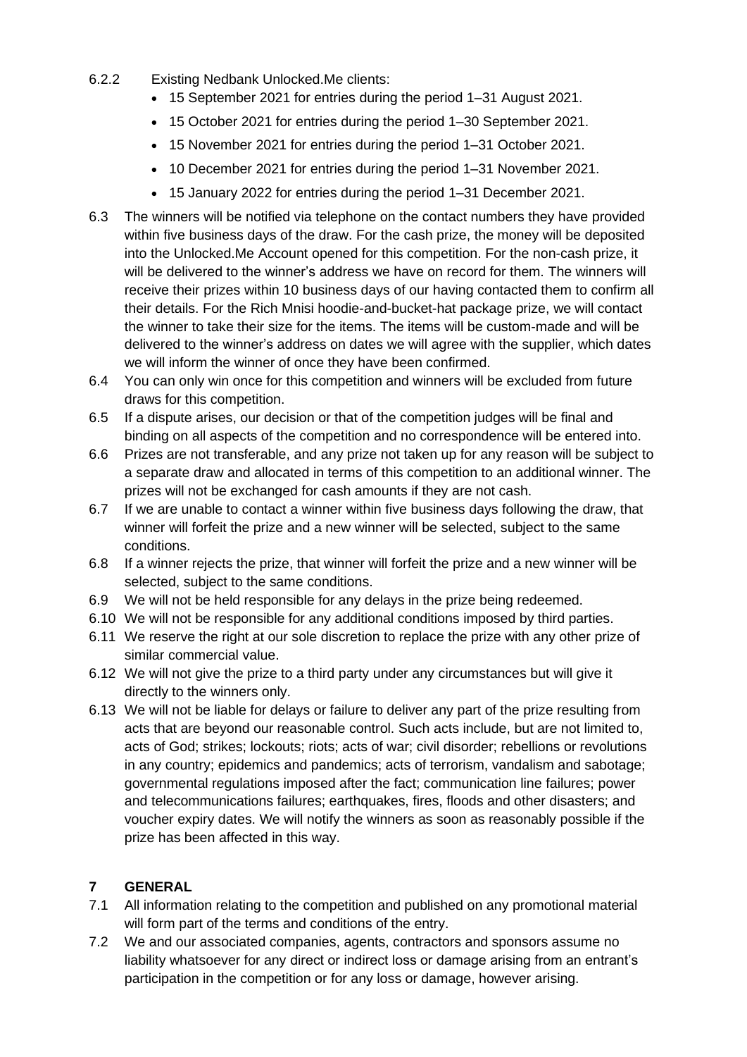6.2.2 Existing Nedbank Unlocked.Me clients:

- 15 September 2021 for entries during the period 1–31 August 2021.
- 15 October 2021 for entries during the period 1–30 September 2021.
- 15 November 2021 for entries during the period 1–31 October 2021.
- 10 December 2021 for entries during the period 1–31 November 2021.
- 15 January 2022 for entries during the period 1–31 December 2021.

6.3 The winners will be notified via telephone on the contact numbers they have provided within five business days of the draw. For the cash prize, the money will be deposited into the Unlocked.Me Account opened for this competition. For the non-cash prize, it will be delivered to the winner's address we have on record for them. The winners will receive their prizes within 10 business days of our having contacted them to confirm all their details. For the Rich Mnisi hoodie-and-bucket-hat package prize, we will contact the winner to take their size for the items. The items will be custom-made and will be delivered to the winner's address on dates we will agree with the supplier, which dates we will inform the winner of once they have been confirmed.

6.4 You can only win once for this competition and winners will be excluded from future draws for this competition.

6.5 If a dispute arises, our decision or that of the competition judges will be final and binding on all aspects of the competition and no correspondence will be entered into.

6.6 Prizes are not transferable, and any prize not taken up for any reason will be subject to a separate draw and allocated in terms of this competition to an additional winner. The prizes will not be exchanged for cash amounts if they are not cash.

6.7 If we are unable to contact a winner within five business days following the draw, that winner will forfeit the prize and a new winner will be selected, subject to the same conditions.

6.8 If a winner rejects the prize, that winner will forfeit the prize and a new winner will be selected, subject to the same conditions.

6.9 We will not be held responsible for any delays in the prize being redeemed.

6.10 We will not be responsible for any additional conditions imposed by third parties.

6.11 We reserve the right at our sole discretion to replace the prize with any other prize of similar commercial value.

6.12 We will not give the prize to a third party under any circumstances but will give it directly to the winners only.

6.13 We will not be liable for delays or failure to deliver any part of the prize resulting from acts that are beyond our reasonable control. Such acts include, but are not limited to, acts of God; strikes; lockouts; riots; acts of war; civil disorder; rebellions or revolutions in any country; epidemics and pandemics; acts of terrorism, vandalism and sabotage; governmental regulations imposed after the fact; communication line failures; power and telecommunications failures; earthquakes, fires, floods and other disasters; and voucher expiry dates. We will notify the winners as soon as reasonably possible if the prize has been affected in this way.

## 7 GENERAL

7.1 All information relating to the competition and published on any promotional material will form part of the terms and conditions of the entry.

7.2 We and our associated companies, agents, contractors and sponsors assume no liability whatsoever for any direct or indirect loss or damage arising from an entrant's participation in the competition or for any loss or damage, however arising.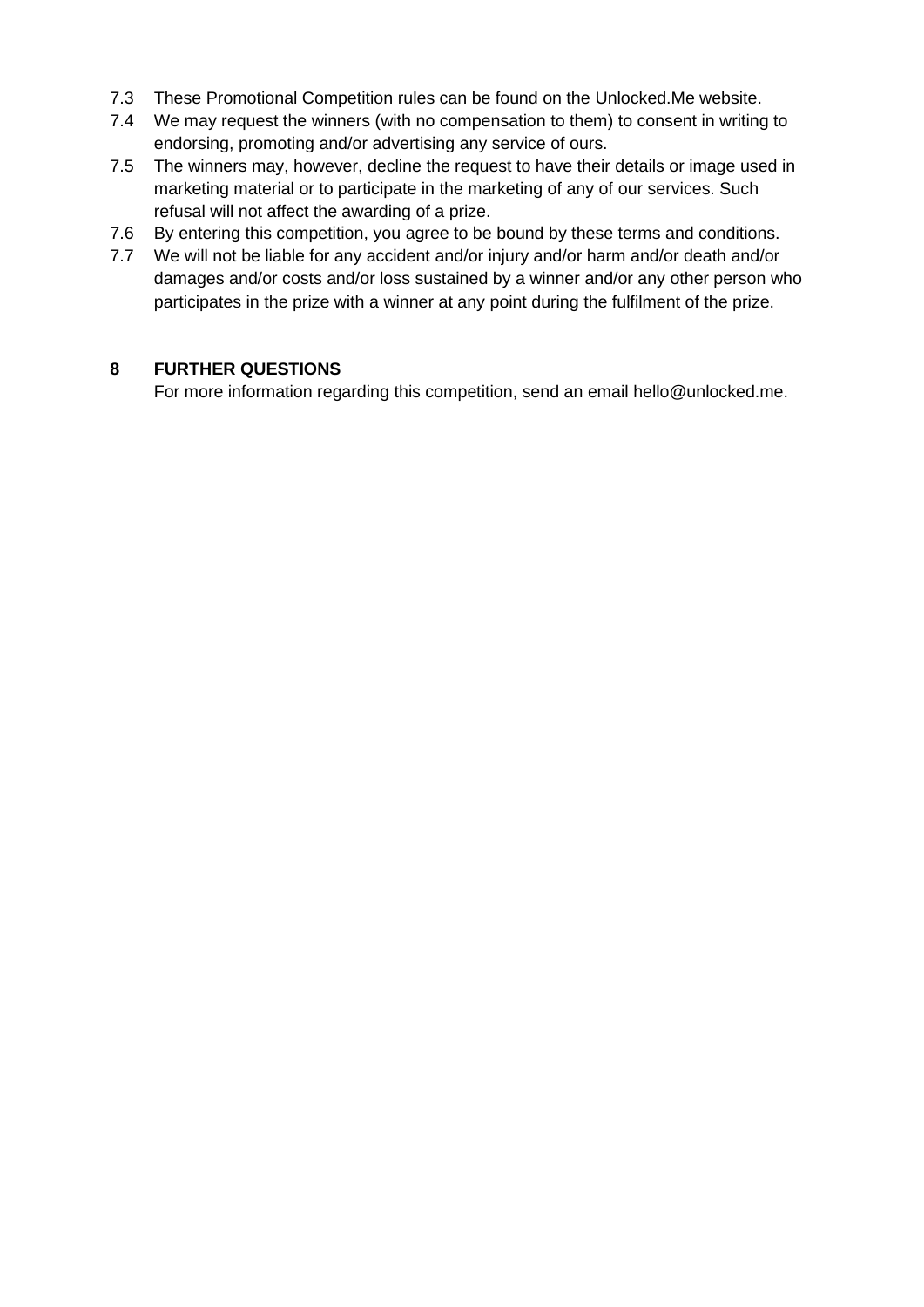7.3 These Promotional Competition rules can be found on the Unlocked.Me website.

7.4 We may request the winners (with no compensation to them) to consent in writing to endorsing, promoting and/or advertising any service of ours.

7.5 The winners may, however, decline the request to have their details or image used in marketing material or to participate in the marketing of any of our services. Such refusal will not affect the awarding of a prize.

7.6 By entering this competition, you agree to be bound by these terms and conditions.

7.7 We will not be liable for any accident and/or injury and/or harm and/or death and/or damages and/or costs and/or loss sustained by a winner and/or any other person who participates in the prize with a winner at any point during the fulfilment of the prize.

## 8 FURTHER QUESTIONS

For more information regarding this competition, send an email hello@unlocked.me.